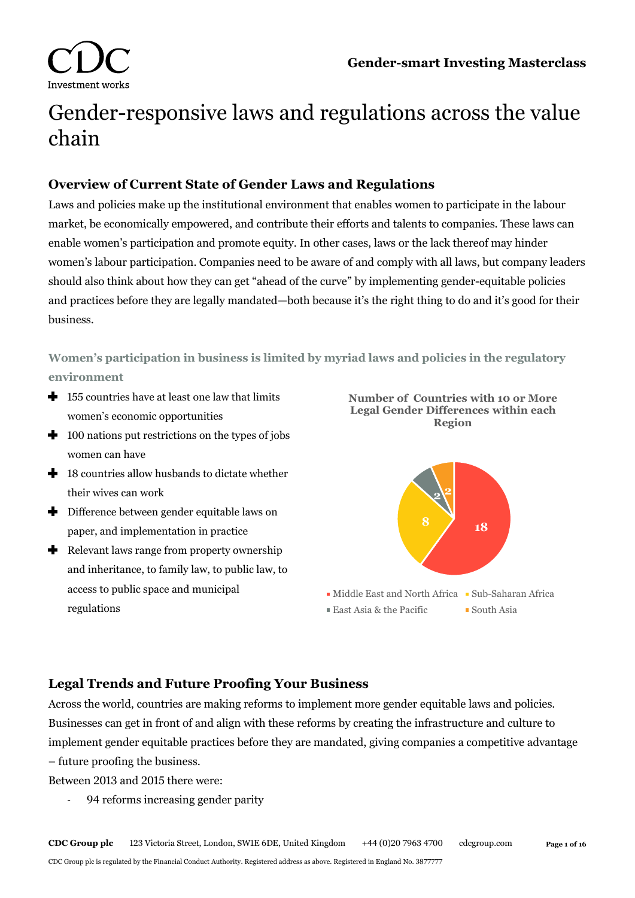# Gender-responsive laws and regulations across the value chain

## Overview of Current State of Gender Laws and Regulations

Laws and policies make up the institutional environment that enables women to participate in the labour market, be economically empowered, and contribute their efforts and talents to companies. These laws can enable women's participation and promote equity. In other cases, laws or the lack thereof may hinder women's labour participation. Companies need to be aware of and comply with all laws, but company leaders should also think about how they can get "ahead of the curve" by implementing gender-equitable policies and practices before they are legally mandated—both because it's the right thing to do and it's good for their business.

### Women's participation in business is limited by myriad laws and policies in the regulatory environment

- 155 countries have at least one law that limits women's economic opportunities
- 100 nations put restrictions on the types of jobs women can have
- 18 countries allow husbands to dictate whether their wives can work
- Difference between gender equitable laws on paper, and implementation in practice
- Relevant laws range from property ownership and inheritance, to family law, to public law, to access to public space and municipal regulations

**Number of Countries with 10 or More Legal Gender Differences within each Region**

| Region | Number of countries |
| --- | --- |
| Middle East and North Africa | 18 |
| Sub-Saharan Africa | 8 |
| East Asia & the Pacific | 2 |
| South Asia | 2 |

## Legal Trends and Future Proofing Your Business

Across the world, countries are making reforms to implement more gender equitable laws and policies. Businesses can get in front of and align with these reforms by creating the infrastructure and culture to implement gender equitable practices before they are mandated, giving companies a competitive advantage – future proofing the business.

Between 2013 and 2015 there were:

- 94 reforms increasing gender parity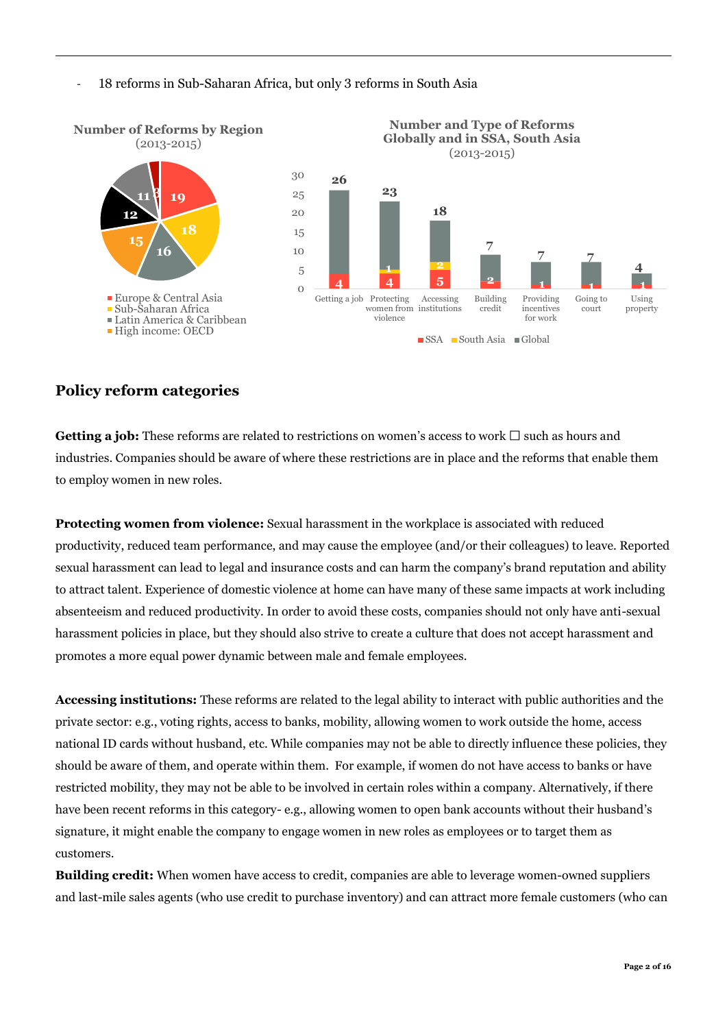- 18 reforms in Sub-Saharan Africa, but only 3 reforms in South Asia

**Number of Reforms by Region**
(2013-2015)

| Region | Number of Reforms |
| --- | --- |
| Europe & Central Asia | 19 |
| Sub-Saharan Africa | 18 |
| Latin America & Caribbean | 16 |
| High income: OECD | 15 |
| (unlabeled) | 12 |
| (unlabeled) | 11 |
| (unlabeled) | 3 |

**Number and Type of Reforms Globally and in SSA, South Asia**
(2013-2015)

| Reform type | Global | SSA | South Asia |
| --- | --- | --- | --- |
| Getting a job | 26 | 4 | |
| Protecting women from violence | 23 | 4 | 1 |
| Accessing institutions | 18 | 5 | 2 |
| Building credit | 7 | 2 | |
| Providing incentives for work | 7 | 1 | |
| Going to court | 7 | 1 | |
| Using property | 4 | 1 | |

## Policy reform categories

**Getting a job:** These reforms are related to restrictions on women's access to work ☐ such as hours and industries. Companies should be aware of where these restrictions are in place and the reforms that enable them to employ women in new roles.

**Protecting women from violence:** Sexual harassment in the workplace is associated with reduced productivity, reduced team performance, and may cause the employee (and/or their colleagues) to leave. Reported sexual harassment can lead to legal and insurance costs and can harm the company's brand reputation and ability to attract talent. Experience of domestic violence at home can have many of these same impacts at work including absenteeism and reduced productivity. In order to avoid these costs, companies should not only have anti-sexual harassment policies in place, but they should also strive to create a culture that does not accept harassment and promotes a more equal power dynamic between male and female employees.

**Accessing institutions:** These reforms are related to the legal ability to interact with public authorities and the private sector: e.g., voting rights, access to banks, mobility, allowing women to work outside the home, access national ID cards without husband, etc. While companies may not be able to directly influence these policies, they should be aware of them, and operate within them. For example, if women do not have access to banks or have restricted mobility, they may not be able to be involved in certain roles within a company. Alternatively, if there have been recent reforms in this category- e.g., allowing women to open bank accounts without their husband's signature, it might enable the company to engage women in new roles as employees or to target them as customers.

**Building credit:** When women have access to credit, companies are able to leverage women-owned suppliers and last-mile sales agents (who use credit to purchase inventory) and can attract more female customers (who can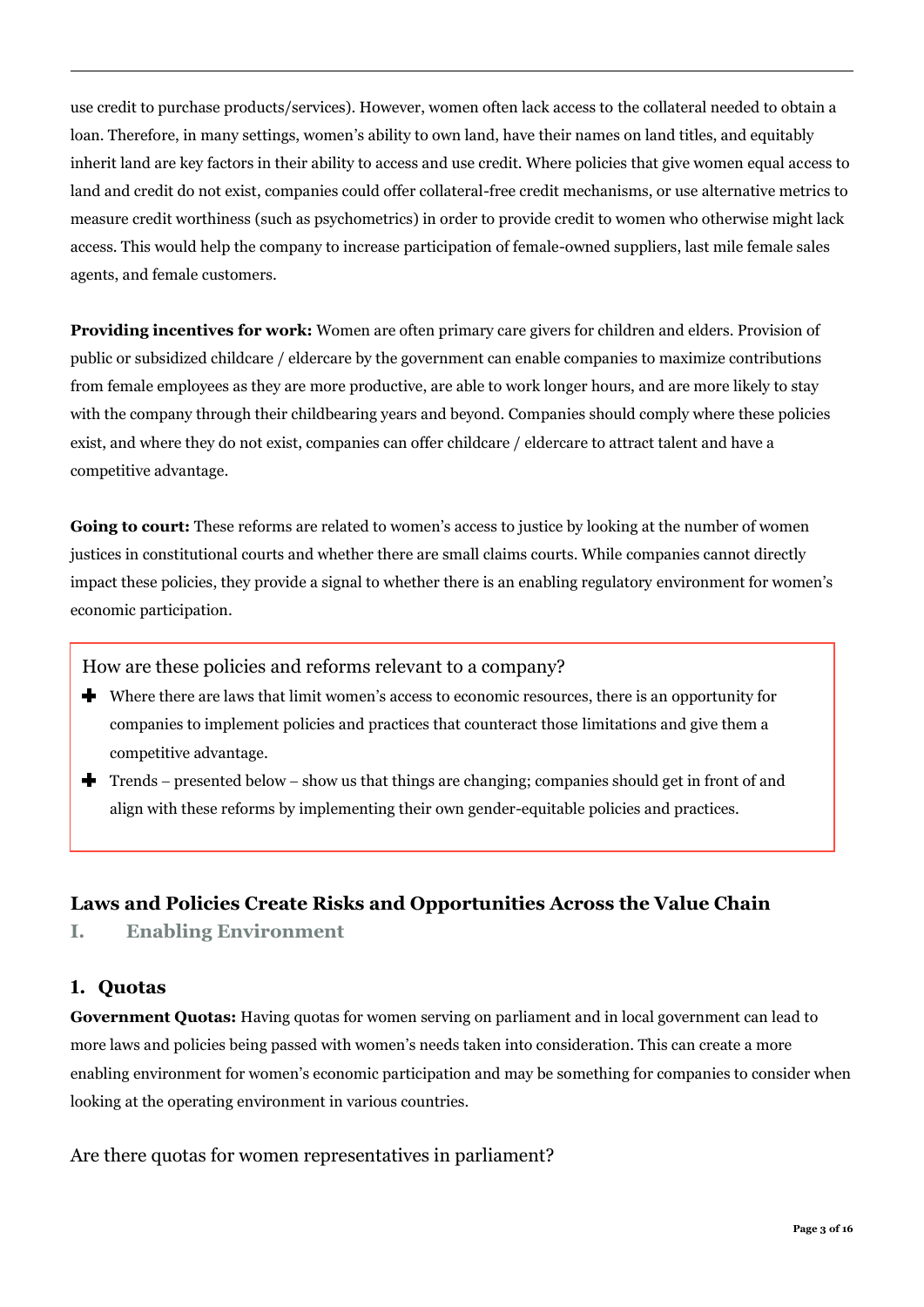use credit to purchase products/services). However, women often lack access to the collateral needed to obtain a loan. Therefore, in many settings, women's ability to own land, have their names on land titles, and equitably inherit land are key factors in their ability to access and use credit. Where policies that give women equal access to land and credit do not exist, companies could offer collateral-free credit mechanisms, or use alternative metrics to measure credit worthiness (such as psychometrics) in order to provide credit to women who otherwise might lack access. This would help the company to increase participation of female-owned suppliers, last mile female sales agents, and female customers.

**Providing incentives for work:** Women are often primary care givers for children and elders. Provision of public or subsidized childcare / eldercare by the government can enable companies to maximize contributions from female employees as they are more productive, are able to work longer hours, and are more likely to stay with the company through their childbearing years and beyond. Companies should comply where these policies exist, and where they do not exist, companies can offer childcare / eldercare to attract talent and have a competitive advantage.

**Going to court:** These reforms are related to women's access to justice by looking at the number of women justices in constitutional courts and whether there are small claims courts. While companies cannot directly impact these policies, they provide a signal to whether there is an enabling regulatory environment for women's economic participation.

> How are these policies and reforms relevant to a company?
>
> - Where there are laws that limit women's access to economic resources, there is an opportunity for companies to implement policies and practices that counteract those limitations and give them a competitive advantage.
> - Trends – presented below – show us that things are changing; companies should get in front of and align with these reforms by implementing their own gender-equitable policies and practices.

## Laws and Policies Create Risks and Opportunities Across the Value Chain

### I. Enabling Environment

### 1. Quotas

**Government Quotas:** Having quotas for women serving on parliament and in local government can lead to more laws and policies being passed with women's needs taken into consideration. This can create a more enabling environment for women's economic participation and may be something for companies to consider when looking at the operating environment in various countries.

Are there quotas for women representatives in parliament?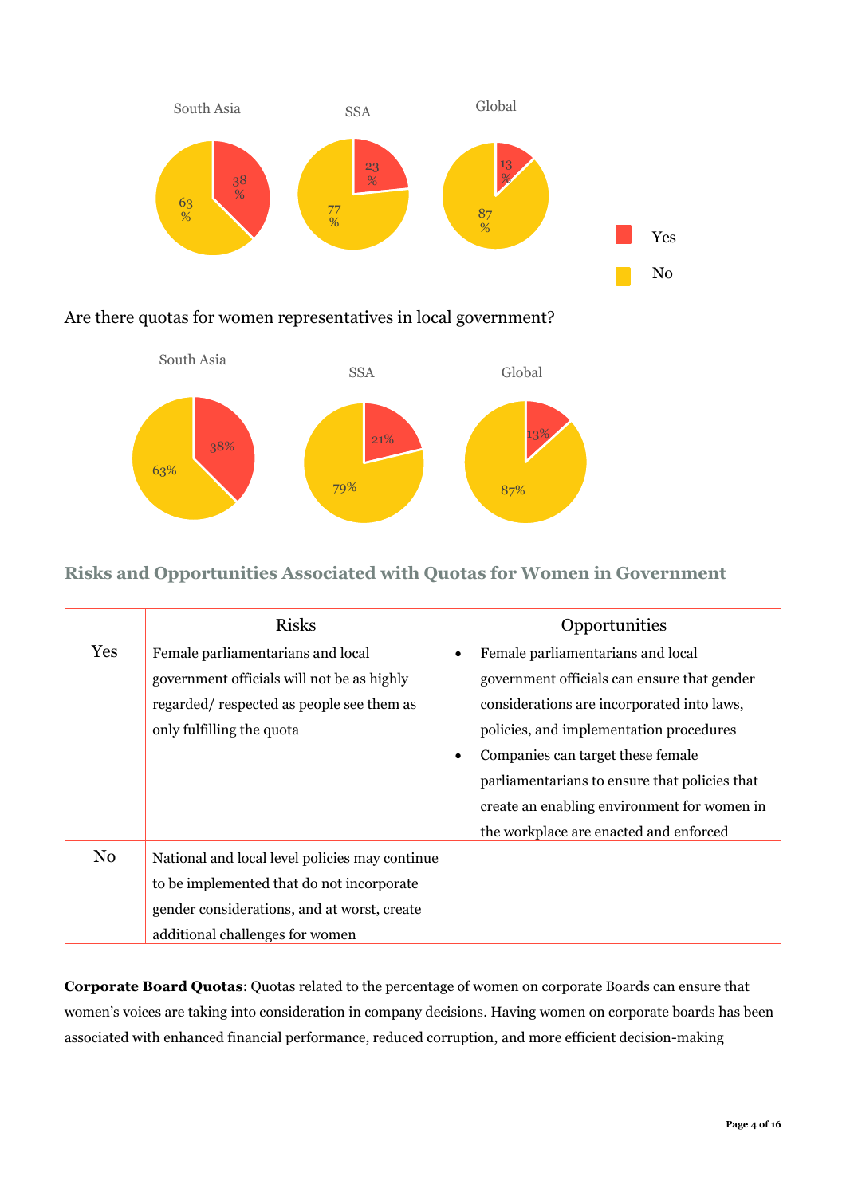South Asia | SSA | Global

- South Asia: Yes 38%, No 63%
- SSA: Yes 23%, No 77%
- Global: Yes 13%, No 87%

Yes
No

Are there quotas for women representatives in local government?

South Asia | SSA | Global

- South Asia: Yes 38%, No 63%
- SSA: Yes 21%, No 79%
- Global: Yes 13%, No 87%

## Risks and Opportunities Associated with Quotas for Women in Government

| | Risks | Opportunities |
|---|---|---|
| Yes | Female parliamentarians and local government officials will not be as highly regarded/ respected as people see them as only fulfilling the quota | • Female parliamentarians and local government officials can ensure that gender considerations are incorporated into laws, policies, and implementation procedures<br>• Companies can target these female parliamentarians to ensure that policies that create an enabling environment for women in the workplace are enacted and enforced |
| No | National and local level policies may continue to be implemented that do not incorporate gender considerations, and at worst, create additional challenges for women | |

**Corporate Board Quotas**: Quotas related to the percentage of women on corporate Boards can ensure that women's voices are taking into consideration in company decisions. Having women on corporate boards has been associated with enhanced financial performance, reduced corruption, and more efficient decision-making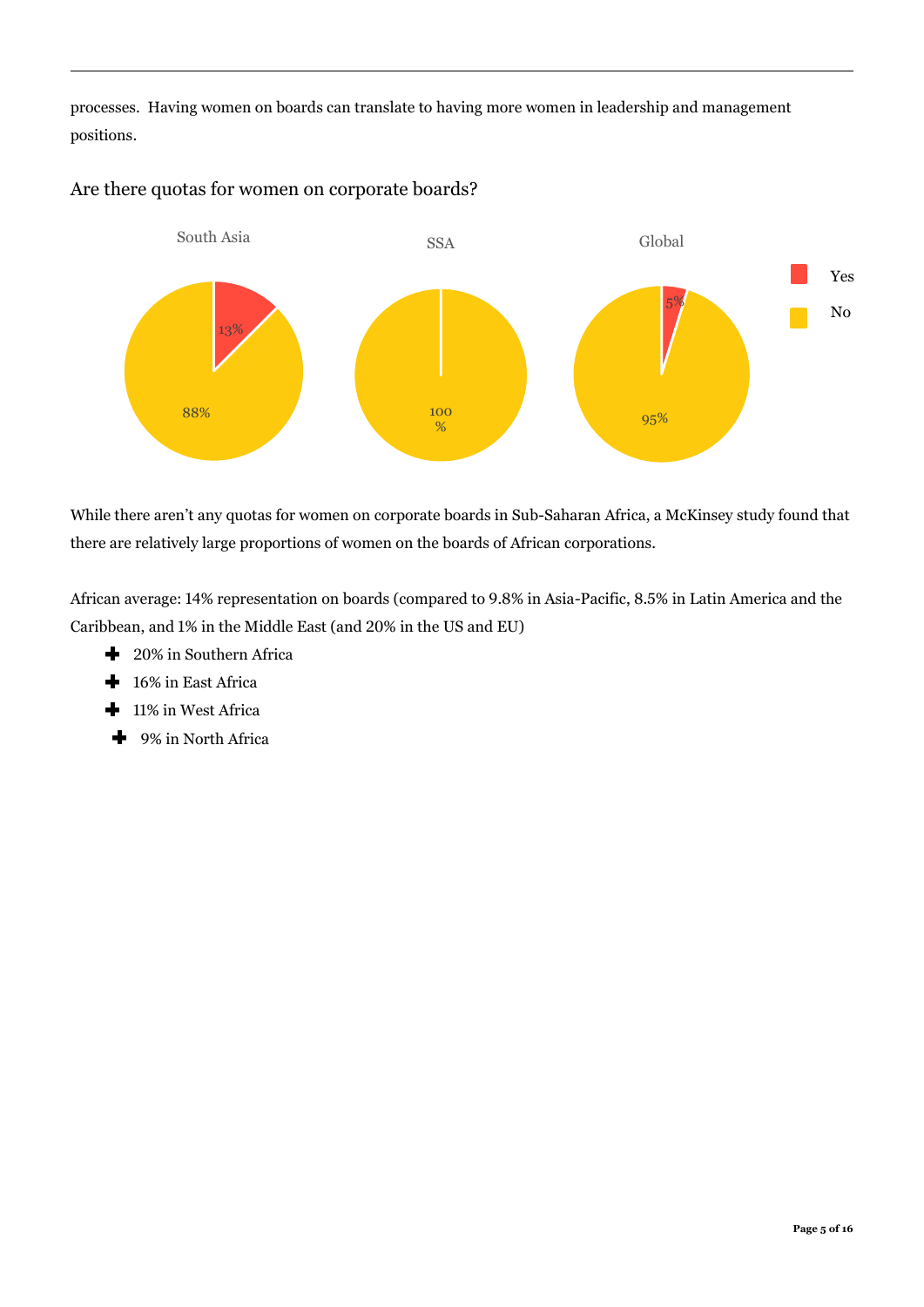processes. Having women on boards can translate to having more women in leadership and management positions.

## Are there quotas for women on corporate boards?

South Asia: Yes 13%, No 88%

SSA: No 100%

Global: Yes 5%, No 95%

While there aren't any quotas for women on corporate boards in Sub-Saharan Africa, a McKinsey study found that there are relatively large proportions of women on the boards of African corporations.

African average: 14% representation on boards (compared to 9.8% in Asia-Pacific, 8.5% in Latin America and the Caribbean, and 1% in the Middle East (and 20% in the US and EU)

- 20% in Southern Africa
- 16% in East Africa
- 11% in West Africa
- 9% in North Africa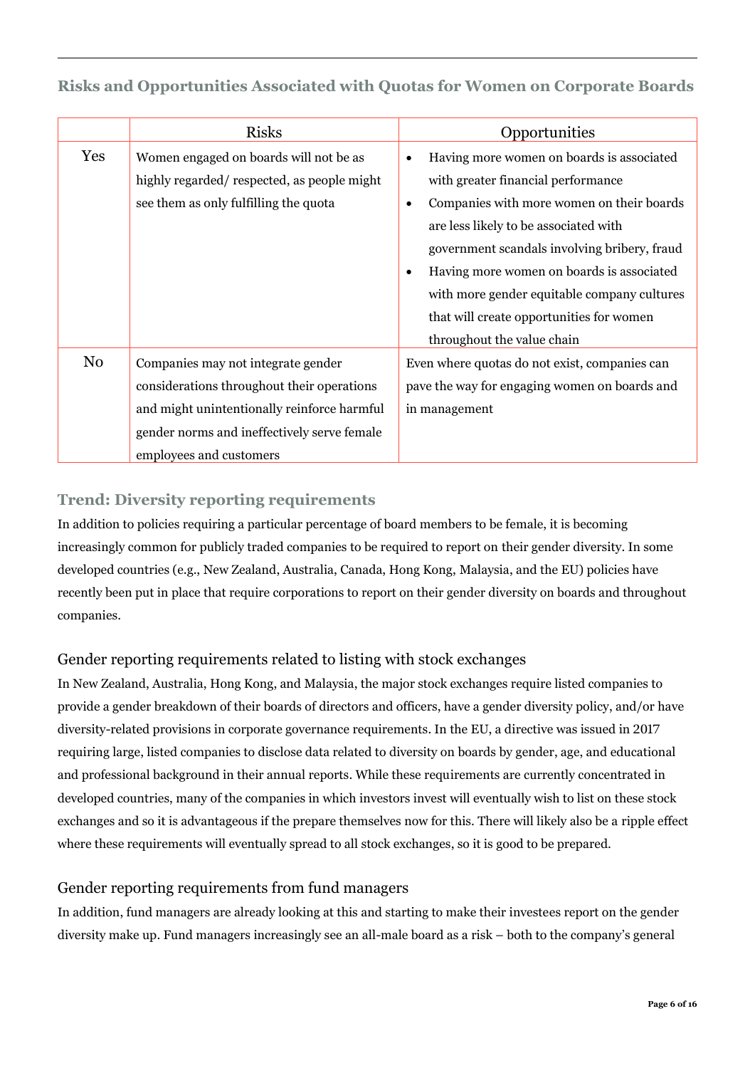## Risks and Opportunities Associated with Quotas for Women on Corporate Boards

| | Risks | Opportunities |
|---|---|---|
| Yes | Women engaged on boards will not be as highly regarded/ respected, as people might see them as only fulfilling the quota | • Having more women on boards is associated with greater financial performance<br>• Companies with more women on their boards are less likely to be associated with government scandals involving bribery, fraud<br>• Having more women on boards is associated with more gender equitable company cultures that will create opportunities for women throughout the value chain |
| No | Companies may not integrate gender considerations throughout their operations and might unintentionally reinforce harmful gender norms and ineffectively serve female employees and customers | Even where quotas do not exist, companies can pave the way for engaging women on boards and in management |

### Trend: Diversity reporting requirements

In addition to policies requiring a particular percentage of board members to be female, it is becoming increasingly common for publicly traded companies to be required to report on their gender diversity. In some developed countries (e.g., New Zealand, Australia, Canada, Hong Kong, Malaysia, and the EU) policies have recently been put in place that require corporations to report on their gender diversity on boards and throughout companies.

#### Gender reporting requirements related to listing with stock exchanges

In New Zealand, Australia, Hong Kong, and Malaysia, the major stock exchanges require listed companies to provide a gender breakdown of their boards of directors and officers, have a gender diversity policy, and/or have diversity-related provisions in corporate governance requirements. In the EU, a directive was issued in 2017 requiring large, listed companies to disclose data related to diversity on boards by gender, age, and educational and professional background in their annual reports. While these requirements are currently concentrated in developed countries, many of the companies in which investors invest will eventually wish to list on these stock exchanges and so it is advantageous if the prepare themselves now for this. There will likely also be a ripple effect where these requirements will eventually spread to all stock exchanges, so it is good to be prepared.

#### Gender reporting requirements from fund managers

In addition, fund managers are already looking at this and starting to make their investees report on the gender diversity make up. Fund managers increasingly see an all-male board as a risk – both to the company's general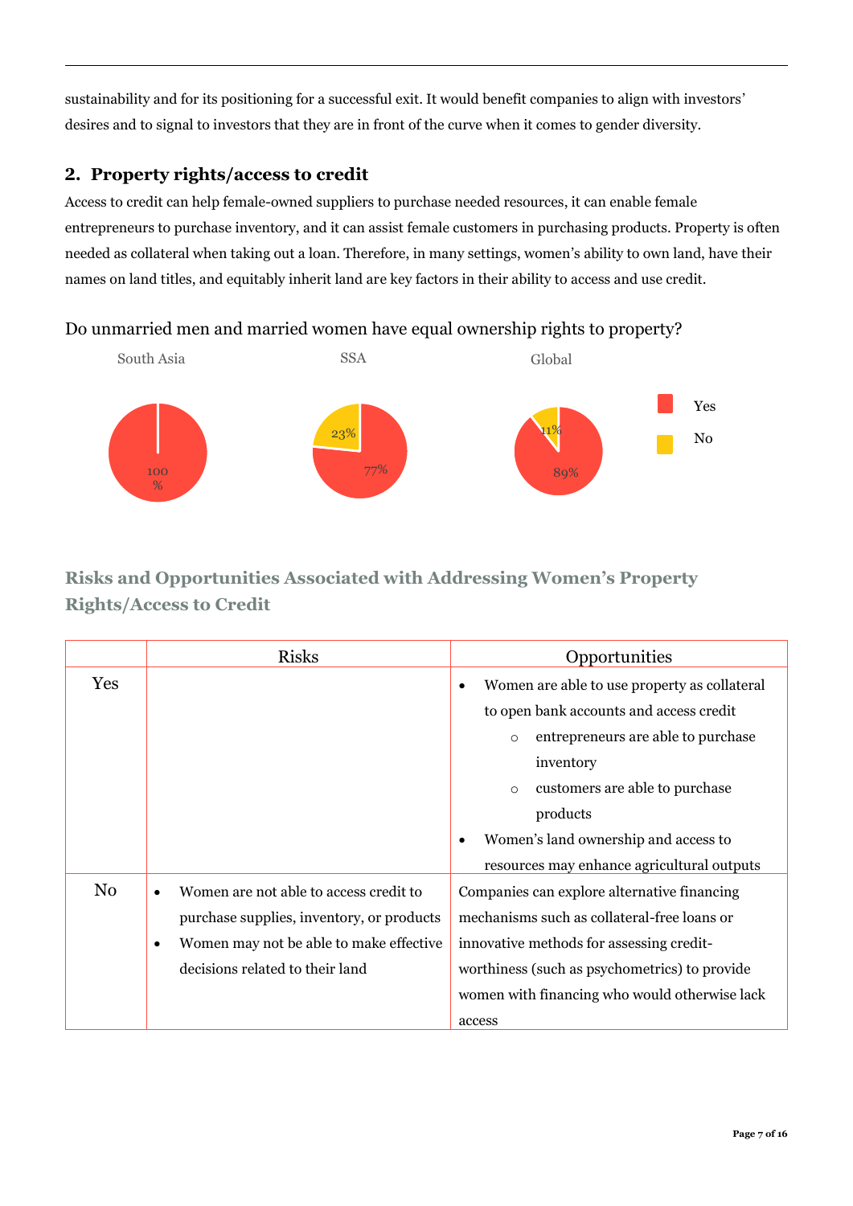sustainability and for its positioning for a successful exit. It would benefit companies to align with investors' desires and to signal to investors that they are in front of the curve when it comes to gender diversity.

## 2. Property rights/access to credit

Access to credit can help female-owned suppliers to purchase needed resources, it can enable female entrepreneurs to purchase inventory, and it can assist female customers in purchasing products. Property is often needed as collateral when taking out a loan. Therefore, in many settings, women's ability to own land, have their names on land titles, and equitably inherit land are key factors in their ability to access and use credit.

Do unmarried men and married women have equal ownership rights to property?

| | South Asia | SSA | Global |
|---|---|---|---|
| Yes | 100% | 77% | 89% |
| No | | 23% | 11% |

### Risks and Opportunities Associated with Addressing Women's Property Rights/Access to Credit

| | Risks | Opportunities |
|---|---|---|
| Yes | | • Women are able to use property as collateral to open bank accounts and access credit<br>  ○ entrepreneurs are able to purchase inventory<br>  ○ customers are able to purchase products<br>• Women's land ownership and access to resources may enhance agricultural outputs |
| No | • Women are not able to access credit to purchase supplies, inventory, or products<br>• Women may not be able to make effective decisions related to their land | Companies can explore alternative financing mechanisms such as collateral-free loans or innovative methods for assessing credit-worthiness (such as psychometrics) to provide women with financing who would otherwise lack access |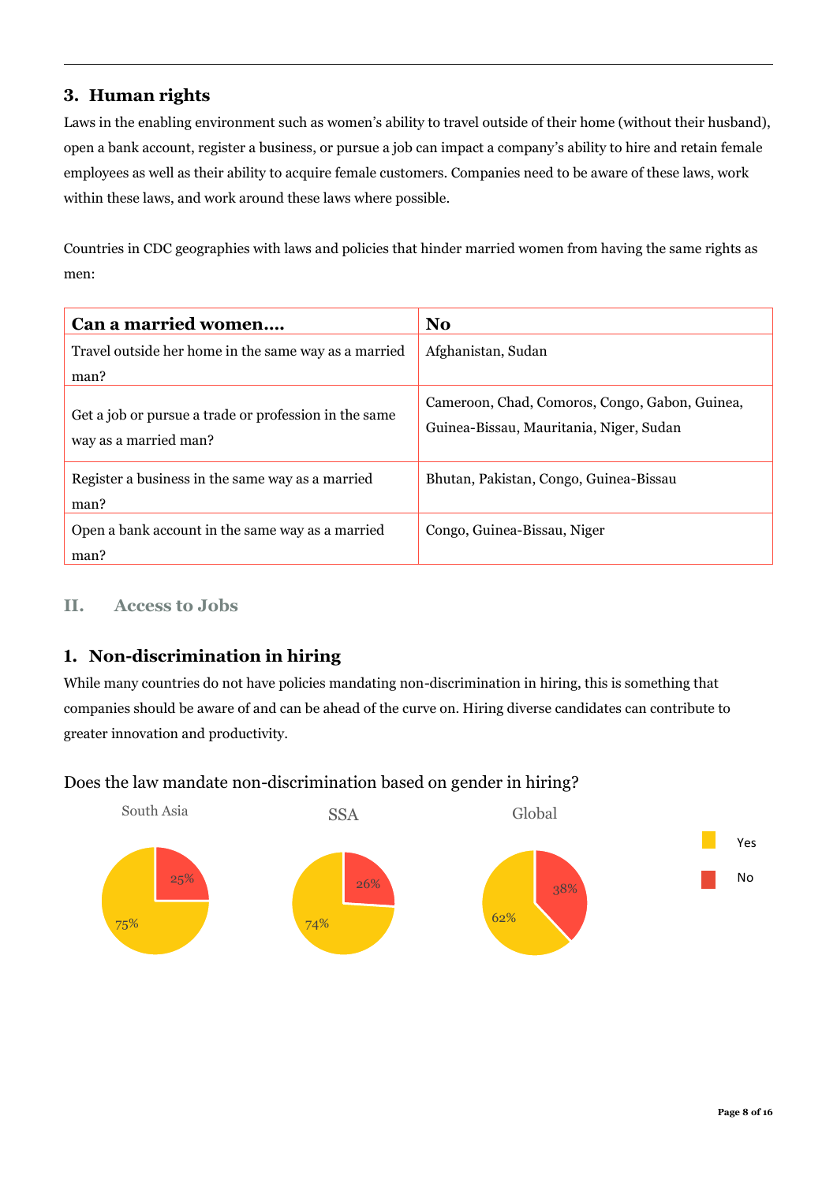### 3. Human rights

Laws in the enabling environment such as women's ability to travel outside of their home (without their husband), open a bank account, register a business, or pursue a job can impact a company's ability to hire and retain female employees as well as their ability to acquire female customers. Companies need to be aware of these laws, work within these laws, and work around these laws where possible.

Countries in CDC geographies with laws and policies that hinder married women from having the same rights as men:

| Can a married women…. | No |
|---|---|
| Travel outside her home in the same way as a married man? | Afghanistan, Sudan |
| Get a job or pursue a trade or profession in the same way as a married man? | Cameroon, Chad, Comoros, Congo, Gabon, Guinea, Guinea-Bissau, Mauritania, Niger, Sudan |
| Register a business in the same way as a married man? | Bhutan, Pakistan, Congo, Guinea-Bissau |
| Open a bank account in the same way as a married man? | Congo, Guinea-Bissau, Niger |

## II. Access to Jobs

### 1. Non-discrimination in hiring

While many countries do not have policies mandating non-discrimination in hiring, this is something that companies should be aware of and can be ahead of the curve on. Hiring diverse candidates can contribute to greater innovation and productivity.

Does the law mandate non-discrimination based on gender in hiring?

| | South Asia | SSA | Global |
|---|---|---|---|
| Yes | 75% | 74% | 62% |
| No | 25% | 26% | 38% |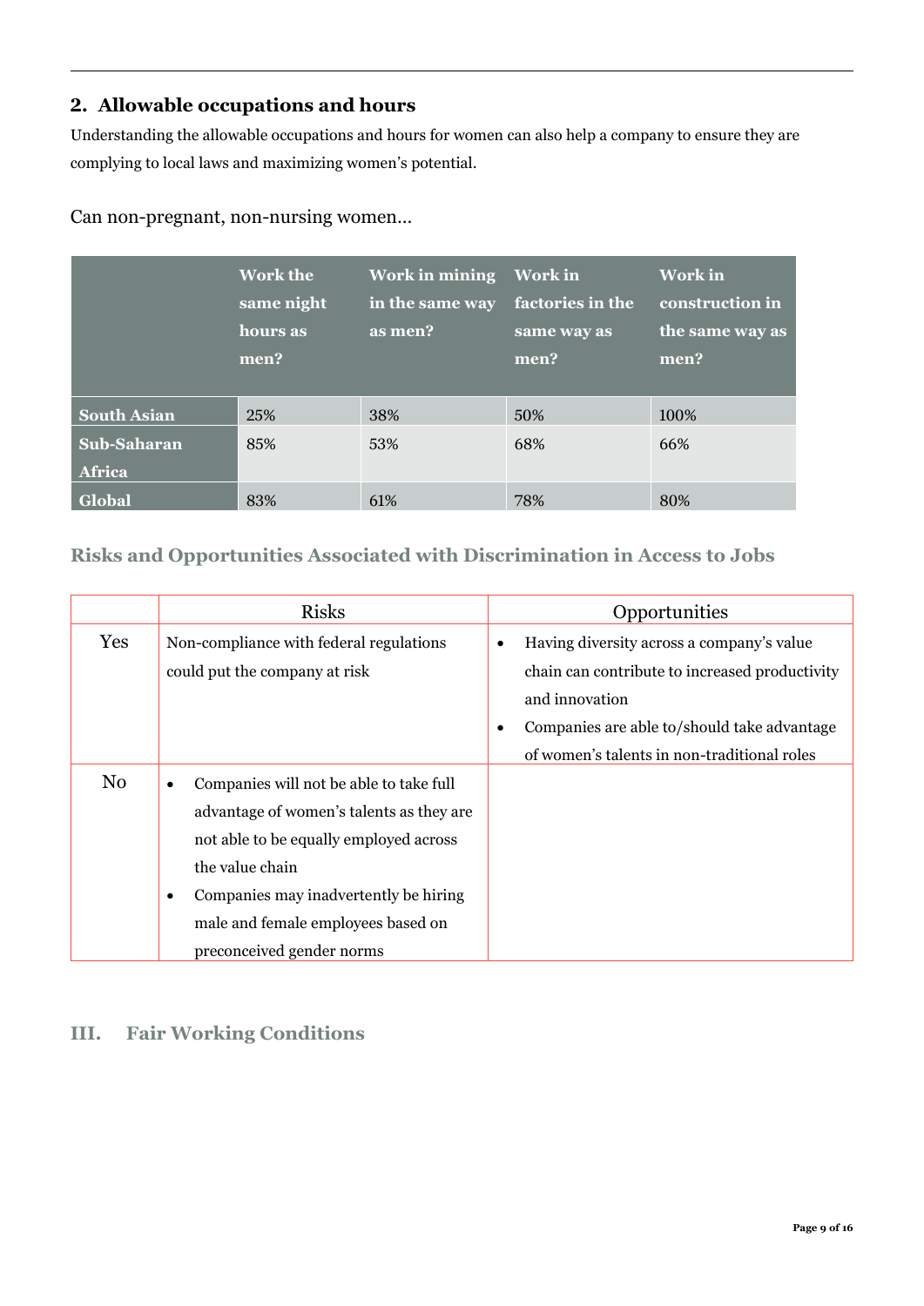## 2. Allowable occupations and hours

Understanding the allowable occupations and hours for women can also help a company to ensure they are complying to local laws and maximizing women's potential.

Can non-pregnant, non-nursing women…

| | Work the same night hours as men? | Work in mining in the same way as men? | Work in factories in the same way as men? | Work in construction in the same way as men? |
|---|---|---|---|---|
| **South Asian** | 25% | 38% | 50% | 100% |
| **Sub-Saharan Africa** | 85% | 53% | 68% | 66% |
| **Global** | 83% | 61% | 78% | 80% |

### Risks and Opportunities Associated with Discrimination in Access to Jobs

| | Risks | Opportunities |
|---|---|---|
| Yes | Non-compliance with federal regulations could put the company at risk | • Having diversity across a company's value chain can contribute to increased productivity and innovation<br>• Companies are able to/should take advantage of women's talents in non-traditional roles |
| No | • Companies will not be able to take full advantage of women's talents as they are not able to be equally employed across the value chain<br>• Companies may inadvertently be hiring male and female employees based on preconceived gender norms | |

## III. Fair Working Conditions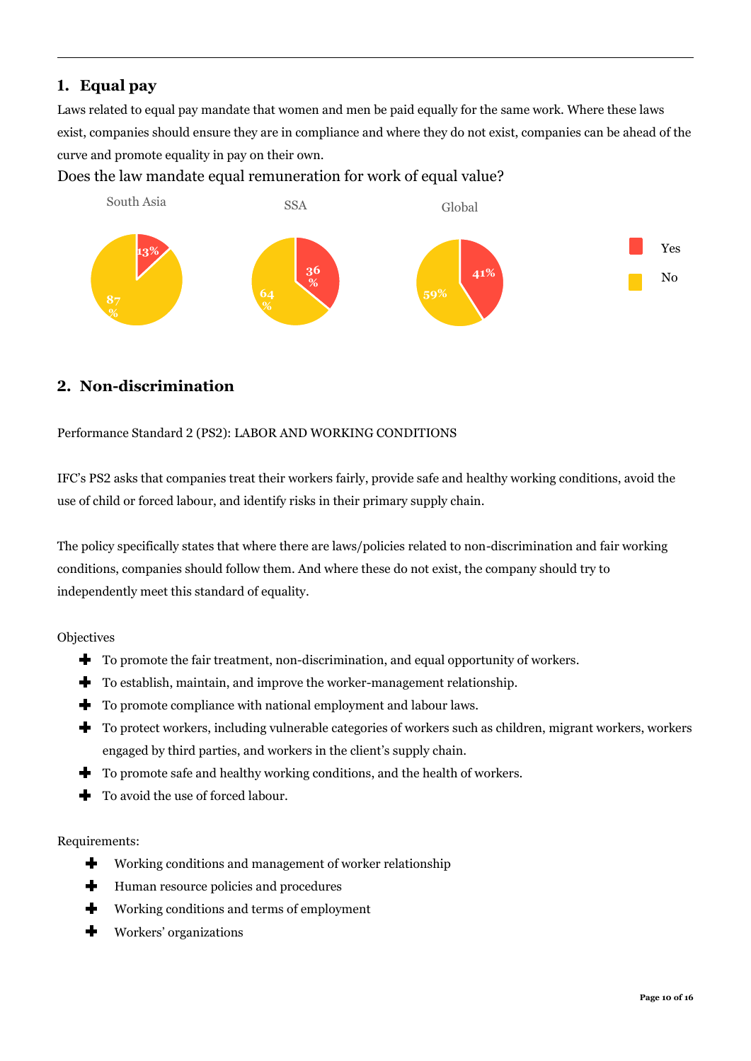## 1. Equal pay

Laws related to equal pay mandate that women and men be paid equally for the same work. Where these laws exist, companies should ensure they are in compliance and where they do not exist, companies can be ahead of the curve and promote equality in pay on their own.

Does the law mandate equal remuneration for work of equal value?

| | South Asia | SSA | Global |
|---|---|---|---|
| Yes | 13% | 36% | 41% |
| No | 87% | 64% | 59% |

## 2. Non-discrimination

Performance Standard 2 (PS2): LABOR AND WORKING CONDITIONS

IFC's PS2 asks that companies treat their workers fairly, provide safe and healthy working conditions, avoid the use of child or forced labour, and identify risks in their primary supply chain.

The policy specifically states that where there are laws/policies related to non-discrimination and fair working conditions, companies should follow them. And where these do not exist, the company should try to independently meet this standard of equality.

Objectives

- To promote the fair treatment, non-discrimination, and equal opportunity of workers.
- To establish, maintain, and improve the worker-management relationship.
- To promote compliance with national employment and labour laws.
- To protect workers, including vulnerable categories of workers such as children, migrant workers, workers engaged by third parties, and workers in the client's supply chain.
- To promote safe and healthy working conditions, and the health of workers.
- To avoid the use of forced labour.

Requirements:

- Working conditions and management of worker relationship
- Human resource policies and procedures
- Working conditions and terms of employment
- Workers' organizations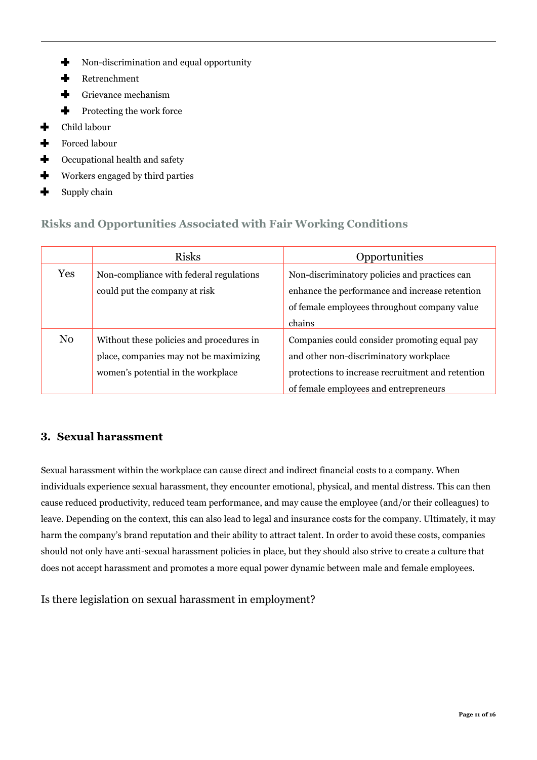- Non-discrimination and equal opportunity
    - Retrenchment
    - Grievance mechanism
    - Protecting the work force
- Child labour
- Forced labour
- Occupational health and safety
- Workers engaged by third parties
- Supply chain

### Risks and Opportunities Associated with Fair Working Conditions

| | Risks | Opportunities |
|---|---|---|
| Yes | Non-compliance with federal regulations could put the company at risk | Non-discriminatory policies and practices can enhance the performance and increase retention of female employees throughout company value chains |
| No | Without these policies and procedures in place, companies may not be maximizing women's potential in the workplace | Companies could consider promoting equal pay and other non-discriminatory workplace protections to increase recruitment and retention of female employees and entrepreneurs |

## 3. Sexual harassment

Sexual harassment within the workplace can cause direct and indirect financial costs to a company. When individuals experience sexual harassment, they encounter emotional, physical, and mental distress. This can then cause reduced productivity, reduced team performance, and may cause the employee (and/or their colleagues) to leave. Depending on the context, this can also lead to legal and insurance costs for the company. Ultimately, it may harm the company's brand reputation and their ability to attract talent. In order to avoid these costs, companies should not only have anti-sexual harassment policies in place, but they should also strive to create a culture that does not accept harassment and promotes a more equal power dynamic between male and female employees.

Is there legislation on sexual harassment in employment?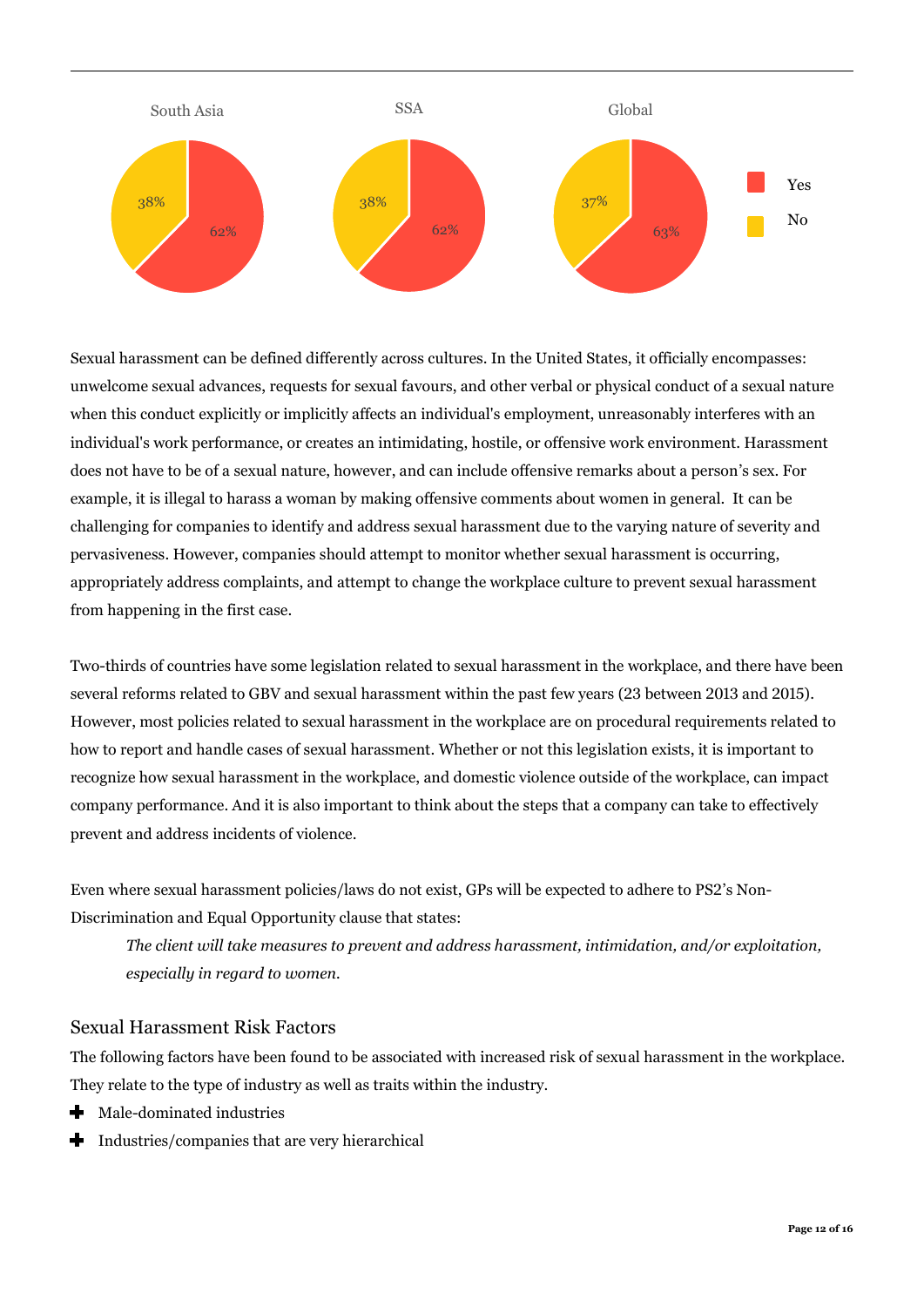South Asia: Yes 62%, No 38%

SSA: Yes 62%, No 38%

Global: Yes 63%, No 37%

Sexual harassment can be defined differently across cultures. In the United States, it officially encompasses: unwelcome sexual advances, requests for sexual favours, and other verbal or physical conduct of a sexual nature when this conduct explicitly or implicitly affects an individual's employment, unreasonably interferes with an individual's work performance, or creates an intimidating, hostile, or offensive work environment. Harassment does not have to be of a sexual nature, however, and can include offensive remarks about a person's sex. For example, it is illegal to harass a woman by making offensive comments about women in general. It can be challenging for companies to identify and address sexual harassment due to the varying nature of severity and pervasiveness. However, companies should attempt to monitor whether sexual harassment is occurring, appropriately address complaints, and attempt to change the workplace culture to prevent sexual harassment from happening in the first case.

Two-thirds of countries have some legislation related to sexual harassment in the workplace, and there have been several reforms related to GBV and sexual harassment within the past few years (23 between 2013 and 2015). However, most policies related to sexual harassment in the workplace are on procedural requirements related to how to report and handle cases of sexual harassment. Whether or not this legislation exists, it is important to recognize how sexual harassment in the workplace, and domestic violence outside of the workplace, can impact company performance. And it is also important to think about the steps that a company can take to effectively prevent and address incidents of violence.

Even where sexual harassment policies/laws do not exist, GPs will be expected to adhere to PS2's Non-Discrimination and Equal Opportunity clause that states:

> *The client will take measures to prevent and address harassment, intimidation, and/or exploitation, especially in regard to women.*

## Sexual Harassment Risk Factors

The following factors have been found to be associated with increased risk of sexual harassment in the workplace. They relate to the type of industry as well as traits within the industry.

- Male-dominated industries
- Industries/companies that are very hierarchical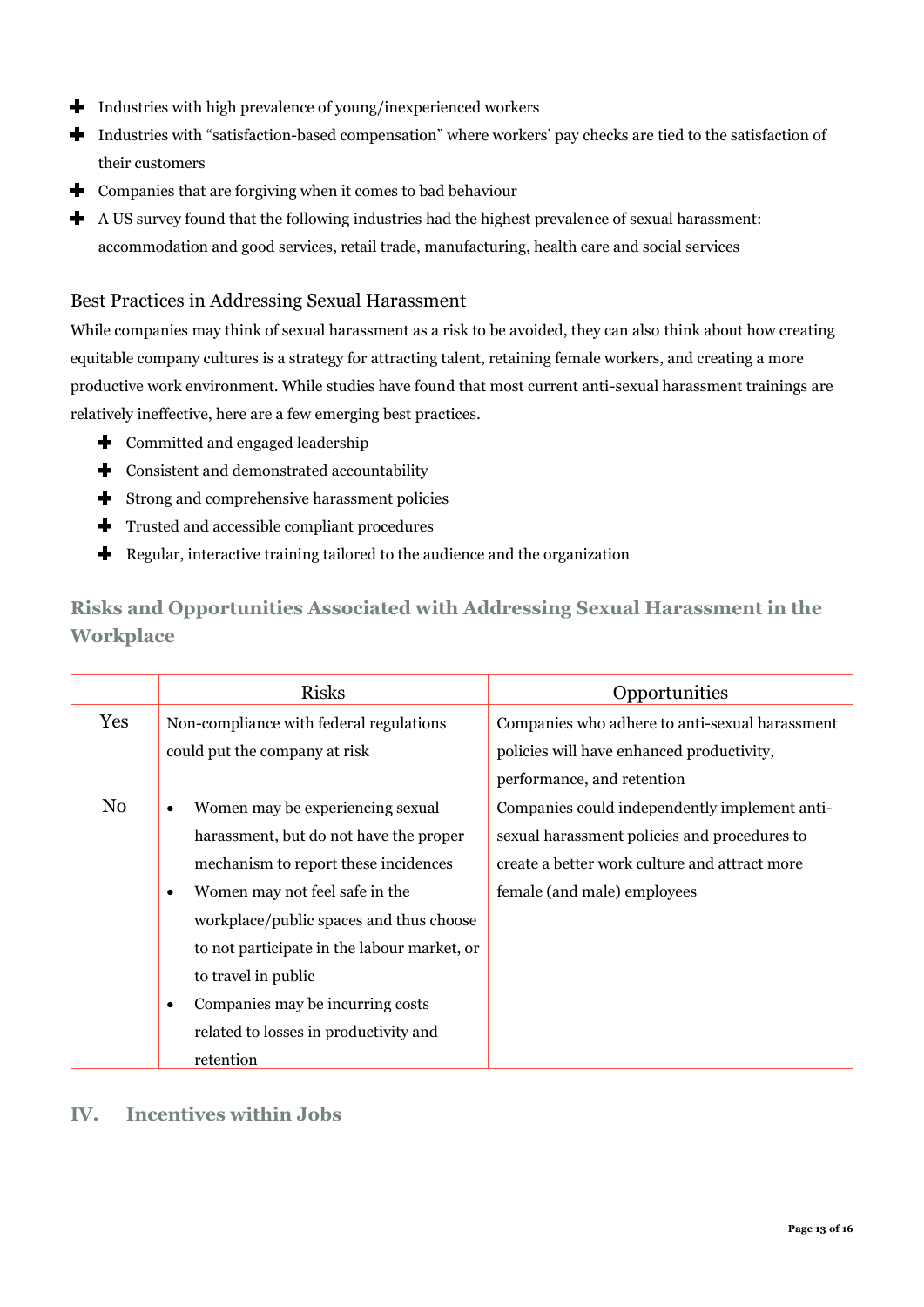- Industries with high prevalence of young/inexperienced workers
- Industries with "satisfaction-based compensation" where workers' pay checks are tied to the satisfaction of their customers
- Companies that are forgiving when it comes to bad behaviour
- A US survey found that the following industries had the highest prevalence of sexual harassment: accommodation and good services, retail trade, manufacturing, health care and social services

### Best Practices in Addressing Sexual Harassment

While companies may think of sexual harassment as a risk to be avoided, they can also think about how creating equitable company cultures is a strategy for attracting talent, retaining female workers, and creating a more productive work environment. While studies have found that most current anti-sexual harassment trainings are relatively ineffective, here are a few emerging best practices.

- Committed and engaged leadership
- Consistent and demonstrated accountability
- Strong and comprehensive harassment policies
- Trusted and accessible compliant procedures
- Regular, interactive training tailored to the audience and the organization

### Risks and Opportunities Associated with Addressing Sexual Harassment in the Workplace

| | Risks | Opportunities |
|---|---|---|
| Yes | Non-compliance with federal regulations could put the company at risk | Companies who adhere to anti-sexual harassment policies will have enhanced productivity, performance, and retention |
| No | • Women may be experiencing sexual harassment, but do not have the proper mechanism to report these incidences<br>• Women may not feel safe in the workplace/public spaces and thus choose to not participate in the labour market, or to travel in public<br>• Companies may be incurring costs related to losses in productivity and retention | Companies could independently implement anti-sexual harassment policies and procedures to create a better work culture and attract more female (and male) employees |

## IV. Incentives within Jobs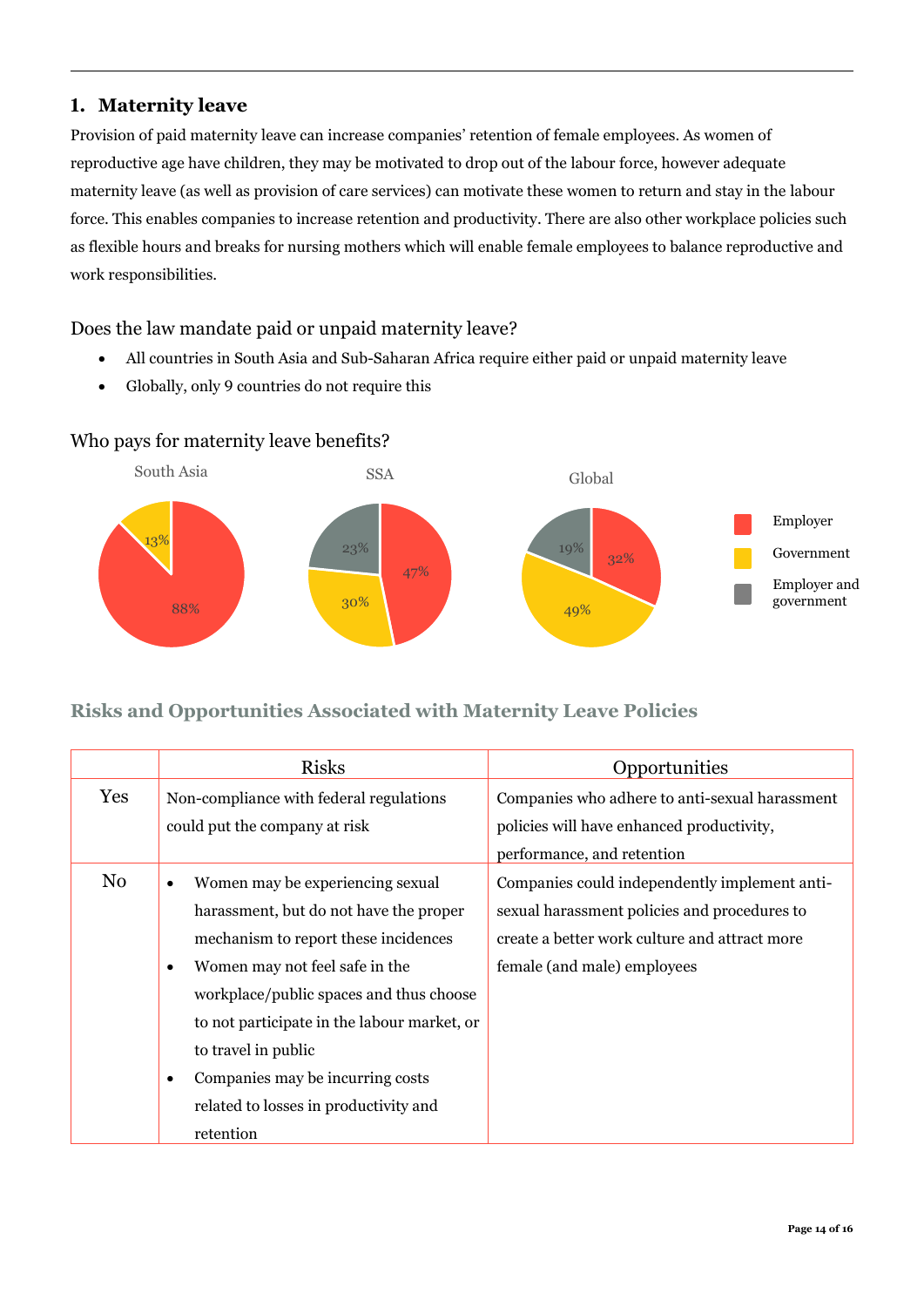## 1. Maternity leave

Provision of paid maternity leave can increase companies' retention of female employees. As women of reproductive age have children, they may be motivated to drop out of the labour force, however adequate maternity leave (as well as provision of care services) can motivate these women to return and stay in the labour force. This enables companies to increase retention and productivity. There are also other workplace policies such as flexible hours and breaks for nursing mothers which will enable female employees to balance reproductive and work responsibilities.

### Does the law mandate paid or unpaid maternity leave?

- All countries in South Asia and Sub-Saharan Africa require either paid or unpaid maternity leave
- Globally, only 9 countries do not require this

### Who pays for maternity leave benefits?

| | Employer | Government | Employer and government |
|---|---|---|---|
| South Asia | 88% | 13% | |
| SSA | 47% | 30% | 23% |
| Global | 32% | 49% | 19% |

### Risks and Opportunities Associated with Maternity Leave Policies

| | Risks | Opportunities |
|---|---|---|
| Yes | Non-compliance with federal regulations could put the company at risk | Companies who adhere to anti-sexual harassment policies will have enhanced productivity, performance, and retention |
| No | • Women may be experiencing sexual harassment, but do not have the proper mechanism to report these incidences<br>• Women may not feel safe in the workplace/public spaces and thus choose to not participate in the labour market, or to travel in public<br>• Companies may be incurring costs related to losses in productivity and retention | Companies could independently implement anti-sexual harassment policies and procedures to create a better work culture and attract more female (and male) employees |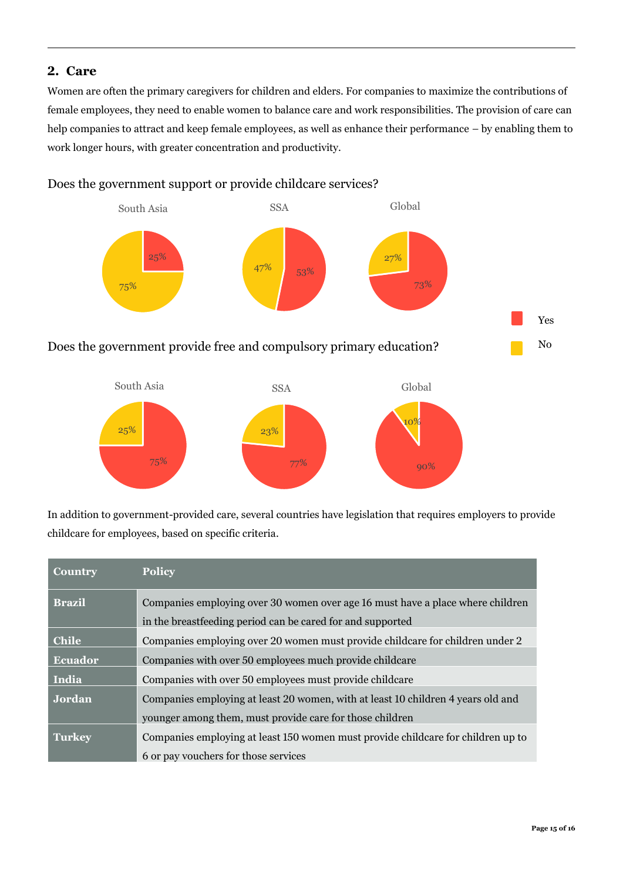## 2. Care

Women are often the primary caregivers for children and elders. For companies to maximize the contributions of female employees, they need to enable women to balance care and work responsibilities. The provision of care can help companies to attract and keep female employees, as well as enhance their performance – by enabling them to work longer hours, with greater concentration and productivity.

Does the government support or provide childcare services?

| | South Asia | SSA | Global |
|---|---|---|---|
| Yes | 25% | 53% | 73% |
| No | 75% | 47% | 27% |

Does the government provide free and compulsory primary education?

| | South Asia | SSA | Global |
|---|---|---|---|
| Yes | 75% | 77% | 90% |
| No | 25% | 23% | 10% |

In addition to government-provided care, several countries have legislation that requires employers to provide childcare for employees, based on specific criteria.

| Country | Policy |
|---|---|
| **Brazil** | Companies employing over 30 women over age 16 must have a place where children in the breastfeeding period can be cared for and supported |
| **Chile** | Companies employing over 20 women must provide childcare for children under 2 |
| **Ecuador** | Companies with over 50 employees much provide childcare |
| **India** | Companies with over 50 employees must provide childcare |
| **Jordan** | Companies employing at least 20 women, with at least 10 children 4 years old and younger among them, must provide care for those children |
| **Turkey** | Companies employing at least 150 women must provide childcare for children up to 6 or pay vouchers for those services |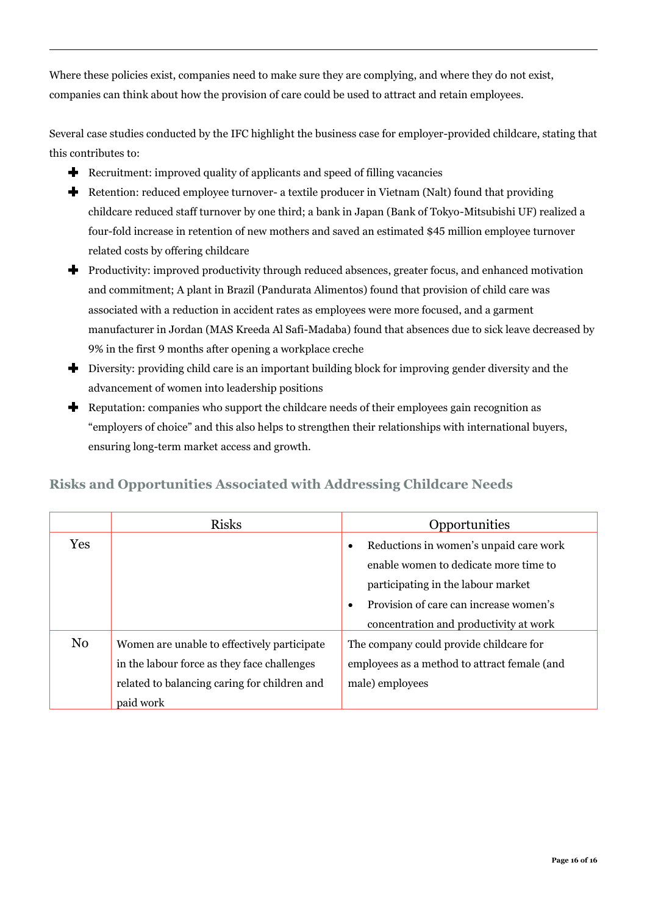Where these policies exist, companies need to make sure they are complying, and where they do not exist, companies can think about how the provision of care could be used to attract and retain employees.

Several case studies conducted by the IFC highlight the business case for employer-provided childcare, stating that this contributes to:

- Recruitment: improved quality of applicants and speed of filling vacancies
- Retention: reduced employee turnover- a textile producer in Vietnam (Nalt) found that providing childcare reduced staff turnover by one third; a bank in Japan (Bank of Tokyo-Mitsubishi UF) realized a four-fold increase in retention of new mothers and saved an estimated $45 million employee turnover related costs by offering childcare
- Productivity: improved productivity through reduced absences, greater focus, and enhanced motivation and commitment; A plant in Brazil (Pandurata Alimentos) found that provision of child care was associated with a reduction in accident rates as employees were more focused, and a garment manufacturer in Jordan (MAS Kreeda Al Safi-Madaba) found that absences due to sick leave decreased by 9% in the first 9 months after opening a workplace creche
- Diversity: providing child care is an important building block for improving gender diversity and the advancement of women into leadership positions
- Reputation: companies who support the childcare needs of their employees gain recognition as "employers of choice" and this also helps to strengthen their relationships with international buyers, ensuring long-term market access and growth.

### Risks and Opportunities Associated with Addressing Childcare Needs

| | Risks | Opportunities |
|---|---|---|
| Yes | | • Reductions in women's unpaid care work enable women to dedicate more time to participating in the labour market<br>• Provision of care can increase women's concentration and productivity at work |
| No | Women are unable to effectively participate in the labour force as they face challenges related to balancing caring for children and paid work | The company could provide childcare for employees as a method to attract female (and male) employees |